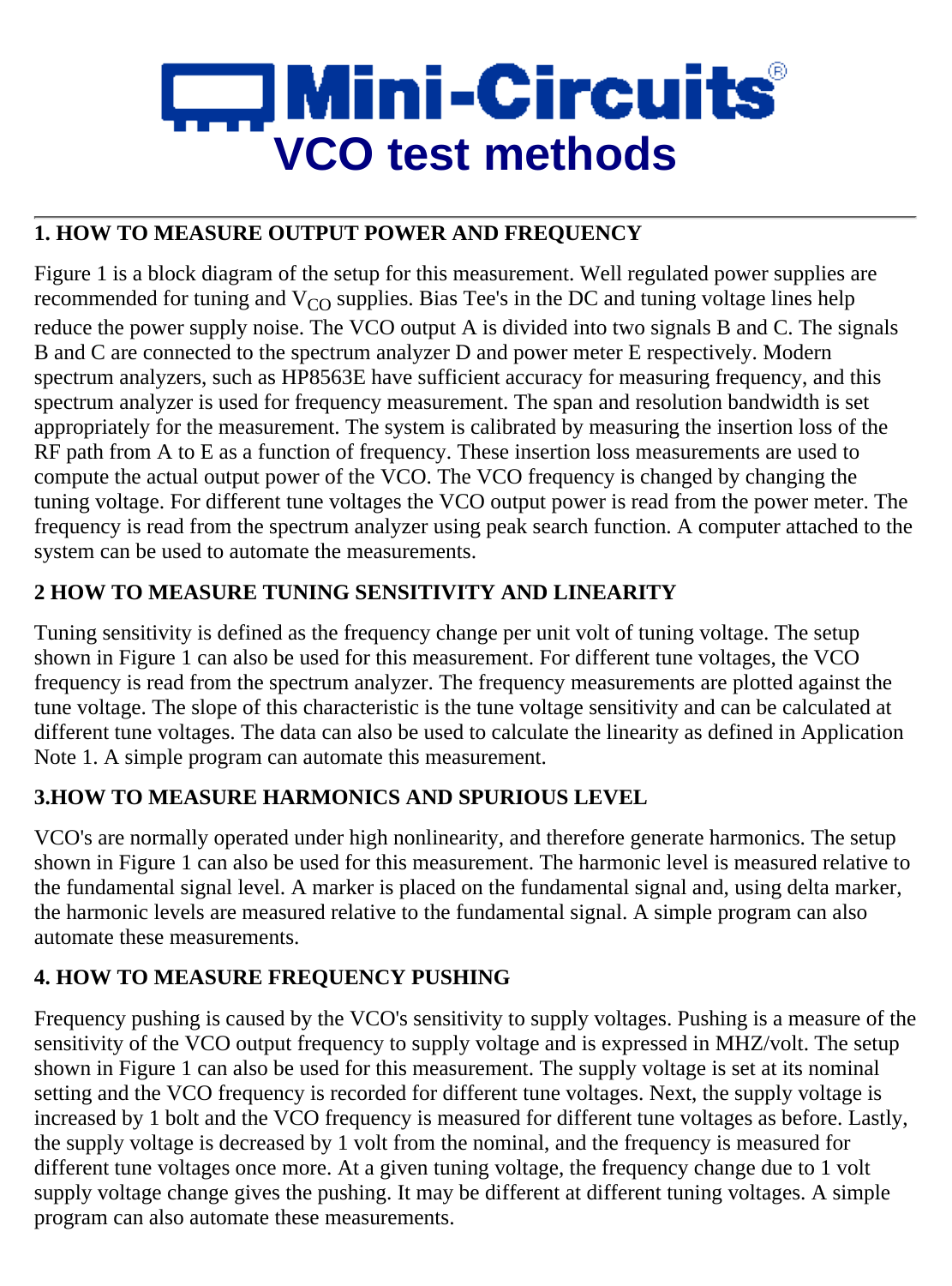# Mini-Circuits

# VCO test methods

## 1. HOW TO MEASURE OUTPUT POWER AND FREQUENCY

Figure 1 is a block diagram of the setup for this measurement. Well regulated power supplies are recommended for tuning and $V_{CO}$ supplies. Bias Tee's in the DC and tuning voltage lines help reduce the power supply noise. The VCO output A is divided into two signals B and C. The signals B and C are connected to the spectrum analyzer D and power meter E respectively. Modern spectrum analyzers, such as HP8563E have sufficient accuracy for measuring frequency, and this spectrum analyzer is used for frequency measurement. The span and resolution bandwidth is set appropriately for the measurement. The system is calibrated by measuring the insertion loss of the RF path from A to E as a function of frequency. These insertion loss measurements are used to compute the actual output power of the VCO. The VCO frequency is changed by changing the tuning voltage. For different tune voltages the VCO output power is read from the power meter. The frequency is read from the spectrum analyzer using peak search function. A computer attached to the system can be used to automate the measurements.

## 2 HOW TO MEASURE TUNING SENSITIVITY AND LINEARITY

Tuning sensitivity is defined as the frequency change per unit volt of tuning voltage. The setup shown in Figure 1 can also be used for this measurement. For different tune voltages, the VCO frequency is read from the spectrum analyzer. The frequency measurements are plotted against the tune voltage. The slope of this characteristic is the tune voltage sensitivity and can be calculated at different tune voltages. The data can also be used to calculate the linearity as defined in Application Note 1. A simple program can automate this measurement.

## 3.HOW TO MEASURE HARMONICS AND SPURIOUS LEVEL

VCO's are normally operated under high nonlinearity, and therefore generate harmonics. The setup shown in Figure 1 can also be used for this measurement. The harmonic level is measured relative to the fundamental signal level. A marker is placed on the fundamental signal and, using delta marker, the harmonic levels are measured relative to the fundamental signal. A simple program can also automate these measurements.

## 4. HOW TO MEASURE FREQUENCY PUSHING

Frequency pushing is caused by the VCO's sensitivity to supply voltages. Pushing is a measure of the sensitivity of the VCO output frequency to supply voltage and is expressed in MHZ/volt. The setup shown in Figure 1 can also be used for this measurement. The supply voltage is set at its nominal setting and the VCO frequency is recorded for different tune voltages. Next, the supply voltage is increased by 1 bolt and the VCO frequency is measured for different tune voltages as before. Lastly, the supply voltage is decreased by 1 volt from the nominal, and the frequency is measured for different tune voltages once more. At a given tuning voltage, the frequency change due to 1 volt supply voltage change gives the pushing. It may be different at different tuning voltages. A simple program can also automate these measurements.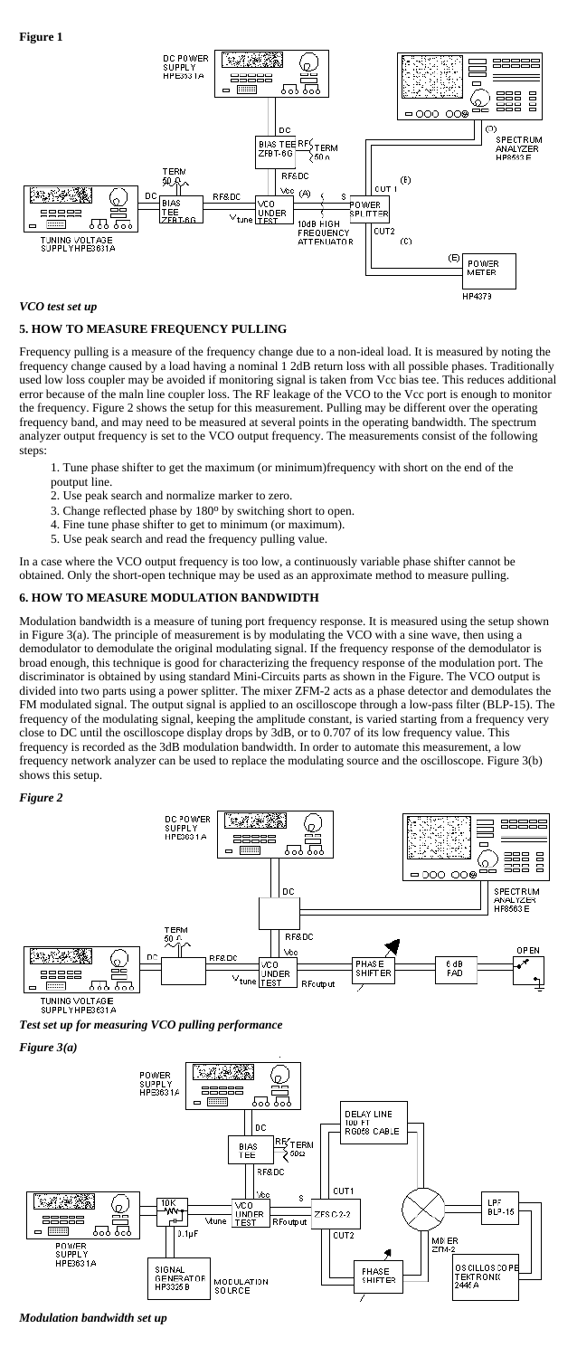**Figure 1**

*VCO test set up*

## 5. HOW TO MEASURE FREQUENCY PULLING

Frequency pulling is a measure of the frequency change due to a non-ideal load. It is measured by noting the frequency change caused by a load having a nominal 1 2dB return loss with all possible phases. Traditionally used low loss coupler may be avoided if monitoring signal is taken from Vcc bias tee. This reduces additional error because of the maln line coupler loss. The RF leakage of the VCO to the Vcc port is enough to monitor the frequency. Figure 2 shows the setup for this measurement. Pulling may be different over the operating frequency band, and may need to be measured at several points in the operating bandwidth. The spectrum analyzer output frequency is set to the VCO output frequency. The measurements consist of the following steps:

1. Tune phase shifter to get the maximum (or minimum)frequency with short on the end of the poutput line.
2. Use peak search and normalize marker to zero.
3. Change reflected phase by 180º by switching short to open.
4. Fine tune phase shifter to get to minimum (or maximum).
5. Use peak search and read the frequency pulling value.

In a case where the VCO output frequency is too low, a continuously variable phase shifter cannot be obtained. Only the short-open technique may be used as an approximate method to measure pulling.

## 6. HOW TO MEASURE MODULATION BANDWIDTH

Modulation bandwidth is a measure of tuning port frequency response. It is measured using the setup shown in Figure 3(a). The principle of measurement is by modulating the VCO with a sine wave, then using a demodulator to demodulate the original modulating signal. If the frequency response of the demodulator is broad enough, this technique is good for characterizing the frequency response of the modulation port. The discriminator is obtained by using standard Mini-Circuits parts as shown in the Figure. The VCO output is divided into two parts using a power splitter. The mixer ZFM-2 acts as a phase detector and demodulates the FM modulated signal. The output signal is applied to an oscilloscope through a low-pass filter (BLP-15). The frequency of the modulating signal, keeping the amplitude constant, is varied starting from a frequency very close to DC until the oscilloscope display drops by 3dB, or to 0.707 of its low frequency value. This frequency is recorded as the 3dB modulation bandwidth. In order to automate this measurement, a low frequency network analyzer can be used to replace the modulating source and the oscilloscope. Figure 3(b) shows this setup.

*Figure 2*

*Test set up for measuring VCO pulling performance*

*Figure 3(a)*

*Modulation bandwidth set up*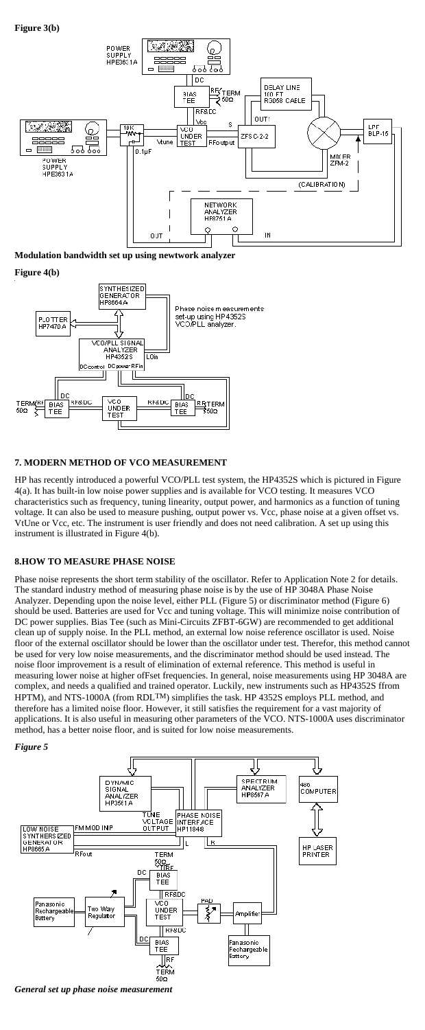**Figure 3(b)**

**Modulation bandwidth set up using newtwork analyzer**

**Figure 4(b)**

## 7. MODERN METHOD OF VCO MEASUREMENT

HP has recently introduced a powerful VCO/PLL test system, the HP4352S which is pictured in Figure 4(a). It has built-in low noise power supplies and is available for VCO testing. It measures VCO characteristics such as frequency, tuning linearity, output power, and harmonics as a function of tuning voltage. It can also be used to measure pushing, output power vs. Vcc, phase noise at a given offset vs. VtUne or Vcc, etc. The instrument is user friendly and does not need calibration. A set up using this instrument is illustrated in Figure 4(b).

## 8.HOW TO MEASURE PHASE NOISE

Phase noise represents the short term stability of the oscillator. Refer to Application Note 2 for details. The standard industry method of measuring phase noise is by the use of HP 3048A Phase Noise Analyzer. Depending upon the noise level, either PLL (Figure 5) or discriminator method (Figure 6) should be used. Batteries are used for Vcc and tuning voltage. This will minimize noise contribution of DC power supplies. Bias Tee (such as Mini-Circuits ZFBT-6GW) are recommended to get additional clean up of supply noise. In the PLL method, an external low noise reference oscillator is used. Noise floor of the external oscillator should be lower than the oscillator under test. Therefor, this method cannot be used for very low noise measurements, and the discriminator method should be used instead. The noise floor improvement is a result of elimination of external reference. This method is useful in measuring lower noise at higher ofFset frequencies. In general, noise measurements using HP 3048A are complex, and needs a qualified and trained operator. Luckily, new instruments such as HP4352S ffrom HPTM), and NTS-1000A (from RDLTM) simplifies the task. HP 4352S employs PLL method, and therefore has a limited noise floor. However, it still satisfies the requirement for a vast majority of applications. It is also useful in measuring other parameters of the VCO. NTS-1000A uses discriminator method, has a better noise floor, and is suited for low noise measurements.

***Figure 5***

***General set up phase noise measurement***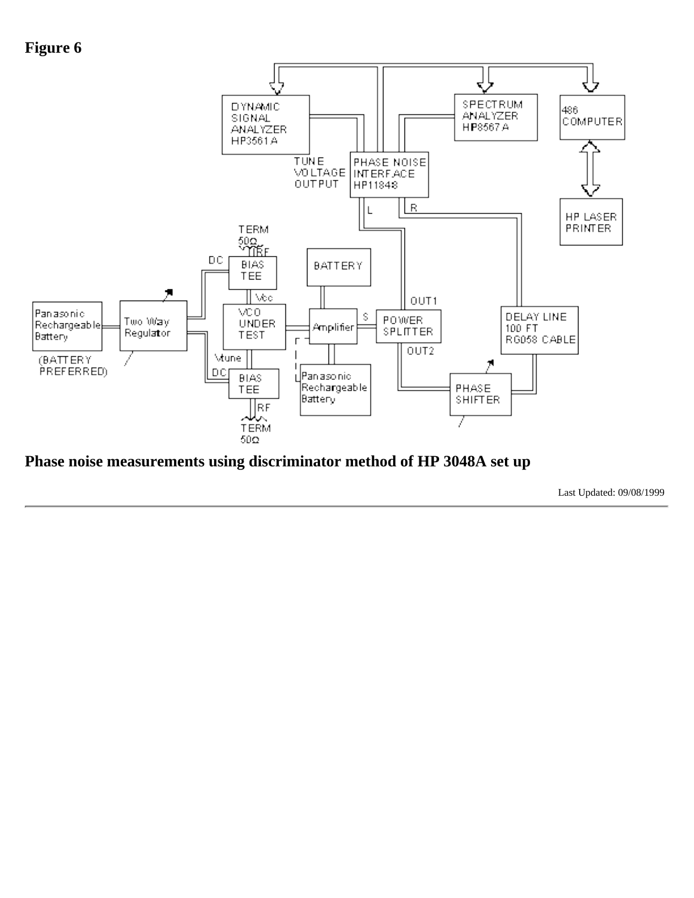**Figure 6**

DYNAMIC SIGNAL ANALYZER HP3561A

SPECTRUM ANALYZER HP8567A

486 COMPUTER

HP LASER PRINTER

TUNE VOLTAGE OUTPUT

PHASE NOISE INTERFACE HP11848

L

R

TERM 50Ω

RF

DC

BIAS TEE

BATTERY

Vcc

OUT1

Panasonic Rechargeable Battery

Two Way Regulator

VCO UNDER TEST

Amplifier

S

POWER SPLITTER

DELAY LINE 100 FT RG058 CABLE

(BATTERY PREFERRED)

Vtune

OUT2

DC

BIAS TEE

Panasonic Rechargeable Battery

PHASE SHIFTER

RF

TERM 50Ω

**Phase noise measurements using discriminator method of HP 3048A set up**

Last Updated: 09/08/1999